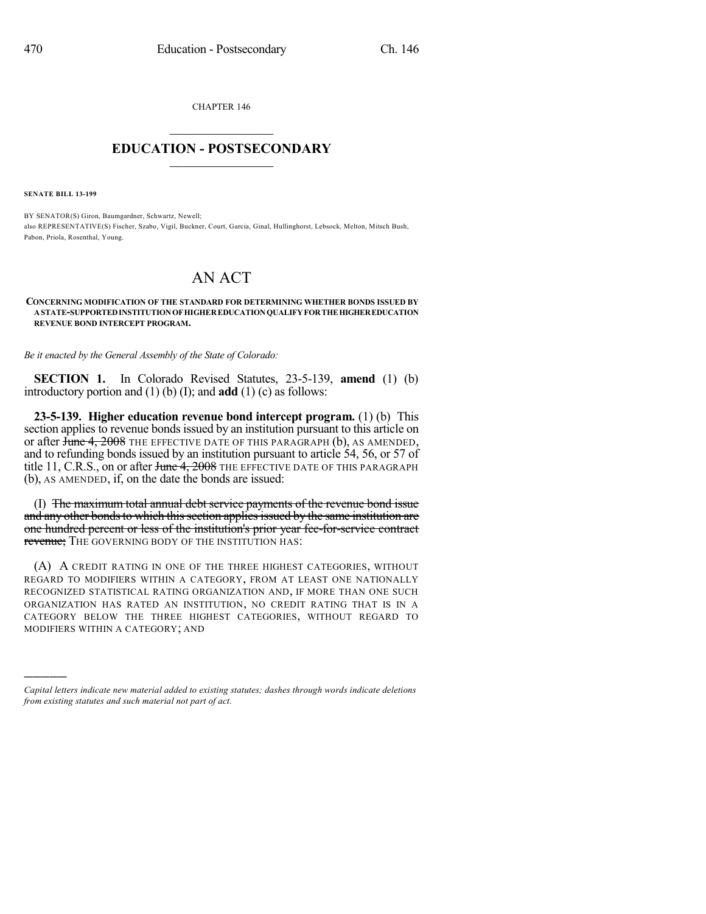CHAPTER 146

# EDUCATION - POSTSECONDARY

**SENATE BILL 13-199**

BY SENATOR(S) Giron, Baumgardner, Schwartz, Newell;
also REPRESENTATIVE(S) Fischer, Szabo, Vigil, Buckner, Court, Garcia, Ginal, Hullinghorst, Lebsock, Melton, Mitsch Bush, Pabon, Priola, Rosenthal, Young.

# AN ACT

**CONCERNING MODIFICATION OF THE STANDARD FOR DETERMINING WHETHER BONDS ISSUED BY A STATE-SUPPORTED INSTITUTION OF HIGHER EDUCATION QUALIFY FOR THE HIGHER EDUCATION REVENUE BOND INTERCEPT PROGRAM.**

*Be it enacted by the General Assembly of the State of Colorado:*

**SECTION 1.** In Colorado Revised Statutes, 23-5-139, **amend** (1) (b) introductory portion and (1) (b) (I); and **add** (1) (c) as follows:

**23-5-139. Higher education revenue bond intercept program.** (1) (b) This section applies to revenue bonds issued by an institution pursuant to this article on or after ~~June 4, 2008~~ THE EFFECTIVE DATE OF THIS PARAGRAPH (b), AS AMENDED, and to refunding bonds issued by an institution pursuant to article 54, 56, or 57 of title 11, C.R.S., on or after ~~June 4, 2008~~ THE EFFECTIVE DATE OF THIS PARAGRAPH (b), AS AMENDED, if, on the date the bonds are issued:

(I) ~~The maximum total annual debt service payments of the revenue bond issue and any other bonds to which this section applies issued by the same institution are one hundred percent or less of the institution's prior year fee-for-service contract revenue;~~ THE GOVERNING BODY OF THE INSTITUTION HAS:

(A) A CREDIT RATING IN ONE OF THE THREE HIGHEST CATEGORIES, WITHOUT REGARD TO MODIFIERS WITHIN A CATEGORY, FROM AT LEAST ONE NATIONALLY RECOGNIZED STATISTICAL RATING ORGANIZATION AND, IF MORE THAN ONE SUCH ORGANIZATION HAS RATED AN INSTITUTION, NO CREDIT RATING THAT IS IN A CATEGORY BELOW THE THREE HIGHEST CATEGORIES, WITHOUT REGARD TO MODIFIERS WITHIN A CATEGORY; AND

---

*Capital letters indicate new material added to existing statutes; dashes through words indicate deletions from existing statutes and such material not part of act.*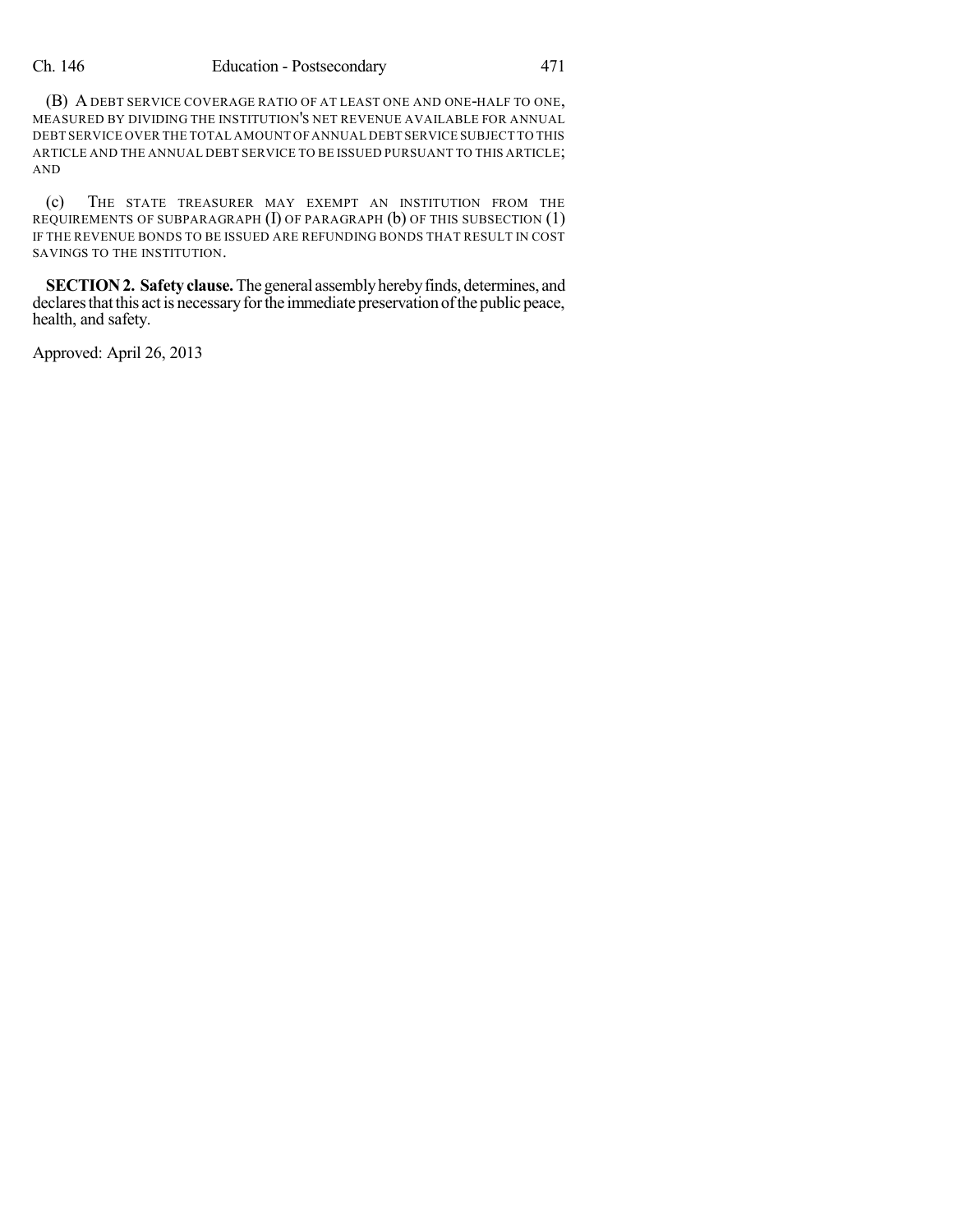(B) A DEBT SERVICE COVERAGE RATIO OF AT LEAST ONE AND ONE-HALF TO ONE, MEASURED BY DIVIDING THE INSTITUTION'S NET REVENUE AVAILABLE FOR ANNUAL DEBT SERVICE OVER THE TOTAL AMOUNT OF ANNUAL DEBT SERVICE SUBJECT TO THIS ARTICLE AND THE ANNUAL DEBT SERVICE TO BE ISSUED PURSUANT TO THIS ARTICLE; AND

(c) THE STATE TREASURER MAY EXEMPT AN INSTITUTION FROM THE REQUIREMENTS OF SUBPARAGRAPH (I) OF PARAGRAPH (b) OF THIS SUBSECTION (1) IF THE REVENUE BONDS TO BE ISSUED ARE REFUNDING BONDS THAT RESULT IN COST SAVINGS TO THE INSTITUTION.

**SECTION 2. Safety clause.** The general assembly hereby finds, determines, and declares that this act is necessary for the immediate preservation of the public peace, health, and safety.

Approved: April 26, 2013